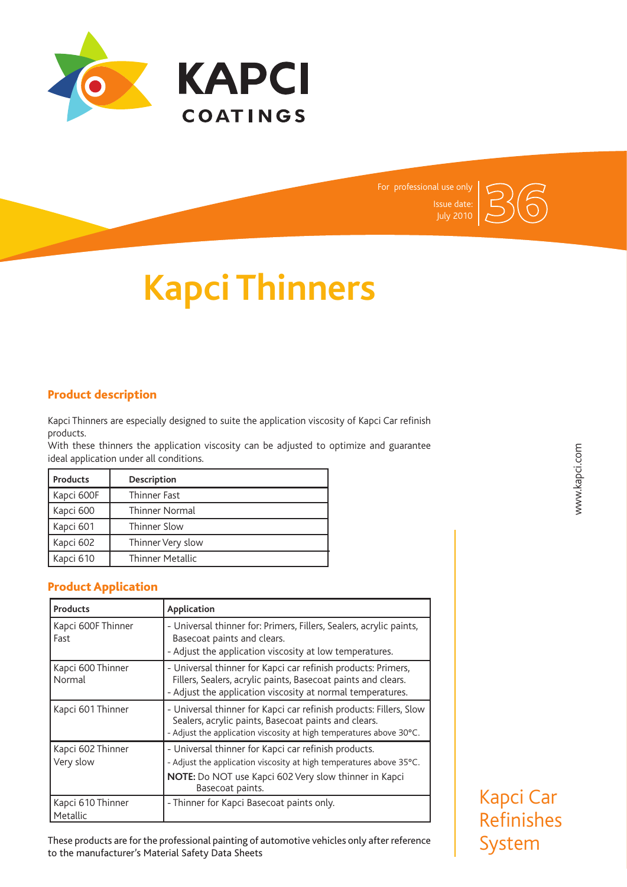KAPCI COATINGS

For professional use only
Issue date:
July 2010

36

# Kapci Thinners

## Product description

Kapci Thinners are especially designed to suite the application viscosity of Kapci Car refinish products.
With these thinners the application viscosity can be adjusted to optimize and guarantee ideal application under all conditions.

| Products | Description |
|---|---|
| Kapci 600F | Thinner Fast |
| Kapci 600 | Thinner Normal |
| Kapci 601 | Thinner Slow |
| Kapci 602 | Thinner Very slow |
| Kapci 610 | Thinner Metallic |

## Product Application

| Products | Application |
|---|---|
| Kapci 600F Thinner Fast | - Universal thinner for: Primers, Fillers, Sealers, acrylic paints, Basecoat paints and clears.<br>- Adjust the application viscosity at low temperatures. |
| Kapci 600 Thinner Normal | - Universal thinner for Kapci car refinish products: Primers, Fillers, Sealers, acrylic paints, Basecoat paints and clears.<br>- Adjust the application viscosity at normal temperatures. |
| Kapci 601 Thinner | - Universal thinner for Kapci car refinish products: Fillers, Slow Sealers, acrylic paints, Basecoat paints and clears.<br>- Adjust the application viscosity at high temperatures above 30°C. |
| Kapci 602 Thinner Very slow | - Universal thinner for Kapci car refinish products.<br>- Adjust the application viscosity at high temperatures above 35°C.<br>**NOTE:** Do NOT use Kapci 602 Very slow thinner in Kapci Basecoat paints. |
| Kapci 610 Thinner Metallic | - Thinner for Kapci Basecoat paints only. |

These products are for the professional painting of automotive vehicles only after reference to the manufacturer's Material Safety Data Sheets

www.kapci.com

Kapci Car Refinishes System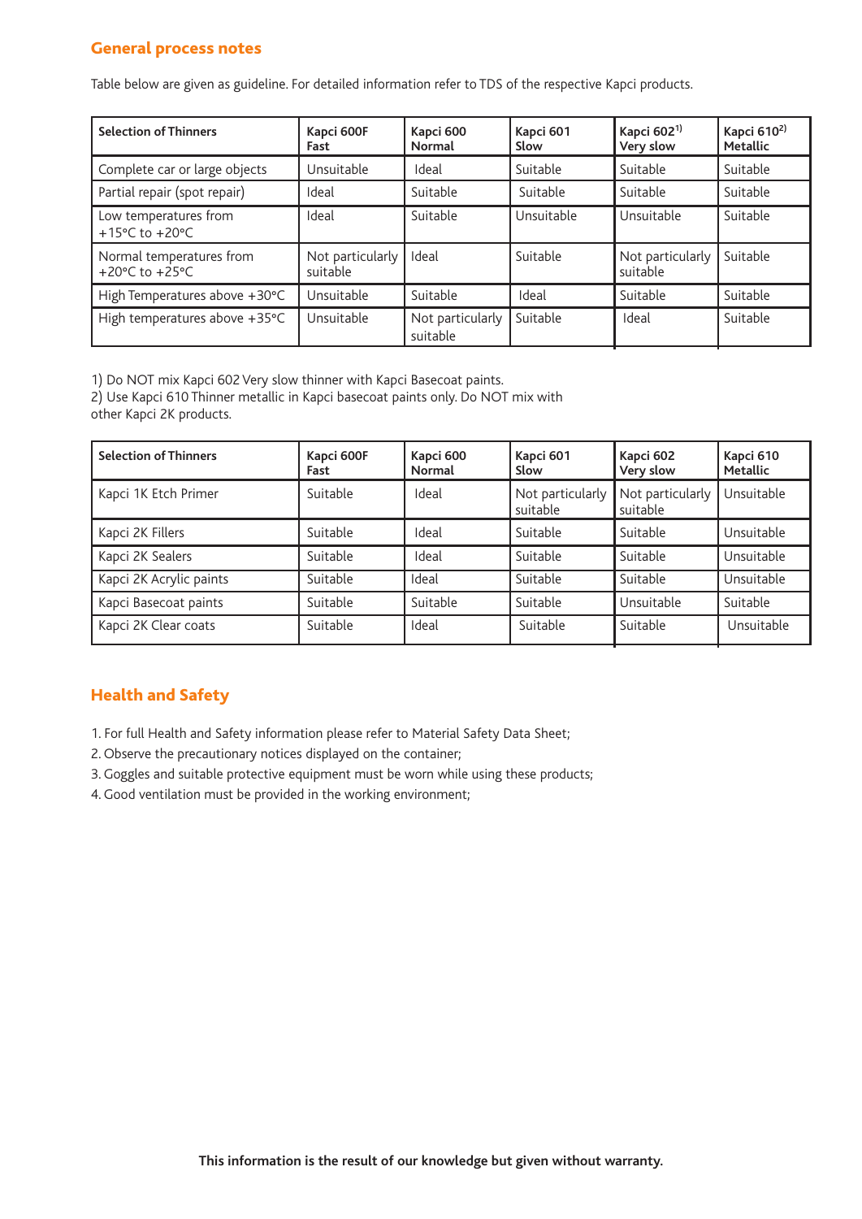## General process notes

Table below are given as guideline. For detailed information refer to TDS of the respective Kapci products.

| Selection of Thinners | Kapci 600F Fast | Kapci 600 Normal | Kapci 601 Slow | Kapci 602[1)] Very slow | Kapci 610[2)] Metallic |
|---|---|---|---|---|---|
| Complete car or large objects | Unsuitable | Ideal | Suitable | Suitable | Suitable |
| Partial repair (spot repair) | Ideal | Suitable | Suitable | Suitable | Suitable |
| Low temperatures from +15°C to +20°C | Ideal | Suitable | Unsuitable | Unsuitable | Suitable |
| Normal temperatures from +20°C to +25°C | Not particularly suitable | Ideal | Suitable | Not particularly suitable | Suitable |
| High Temperatures above +30°C | Unsuitable | Suitable | Ideal | Suitable | Suitable |
| High temperatures above +35°C | Unsuitable | Not particularly suitable | Suitable | Ideal | Suitable |

1) Do NOT mix Kapci 602 Very slow thinner with Kapci Basecoat paints.
2) Use Kapci 610 Thinner metallic in Kapci basecoat paints only. Do NOT mix with other Kapci 2K products.

| Selection of Thinners | Kapci 600F Fast | Kapci 600 Normal | Kapci 601 Slow | Kapci 602 Very slow | Kapci 610 Metallic |
|---|---|---|---|---|---|
| Kapci 1K Etch Primer | Suitable | Ideal | Not particularly suitable | Not particularly suitable | Unsuitable |
| Kapci 2K Fillers | Suitable | Ideal | Suitable | Suitable | Unsuitable |
| Kapci 2K Sealers | Suitable | Ideal | Suitable | Suitable | Unsuitable |
| Kapci 2K Acrylic paints | Suitable | Ideal | Suitable | Suitable | Unsuitable |
| Kapci Basecoat paints | Suitable | Suitable | Suitable | Unsuitable | Suitable |
| Kapci 2K Clear coats | Suitable | Ideal | Suitable | Suitable | Unsuitable |

## Health and Safety

1. For full Health and Safety information please refer to Material Safety Data Sheet;
2. Observe the precautionary notices displayed on the container;
3. Goggles and suitable protective equipment must be worn while using these products;
4. Good ventilation must be provided in the working environment;

**This information is the result of our knowledge but given without warranty.**